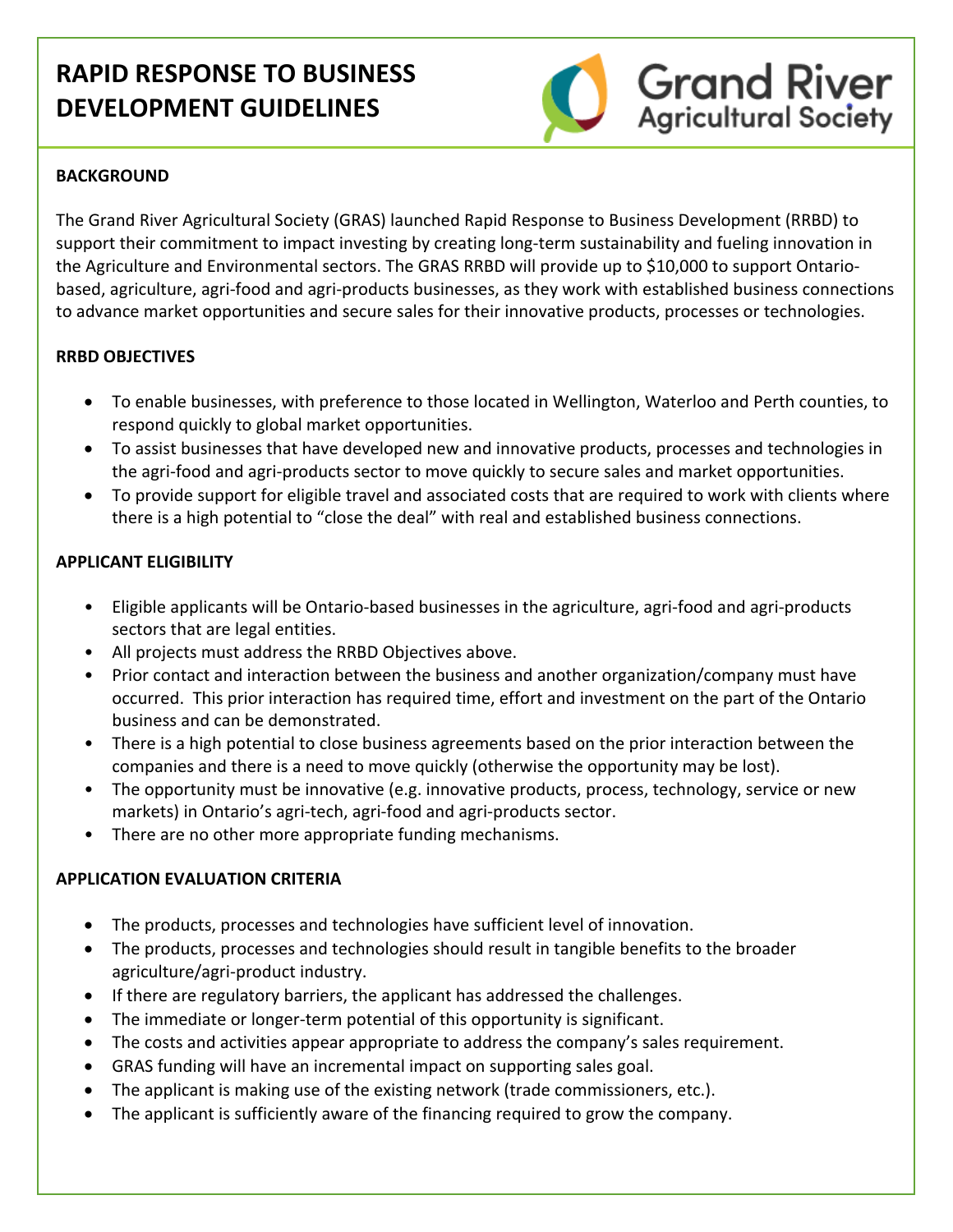# RAPID RESPONSE TO BUSINESS DEVELOPMENT GUIDELINES

Grand River Agricultural Society

## BACKGROUND

The Grand River Agricultural Society (GRAS) launched Rapid Response to Business Development (RRBD) to support their commitment to impact investing by creating long-term sustainability and fueling innovation in the Agriculture and Environmental sectors. The GRAS RRBD will provide up to $10,000 to support Ontario-based, agriculture, agri-food and agri-products businesses, as they work with established business connections to advance market opportunities and secure sales for their innovative products, processes or technologies.

## RRBD OBJECTIVES

- To enable businesses, with preference to those located in Wellington, Waterloo and Perth counties, to respond quickly to global market opportunities.
- To assist businesses that have developed new and innovative products, processes and technologies in the agri-food and agri-products sector to move quickly to secure sales and market opportunities.
- To provide support for eligible travel and associated costs that are required to work with clients where there is a high potential to "close the deal" with real and established business connections.

## APPLICANT ELIGIBILITY

- Eligible applicants will be Ontario-based businesses in the agriculture, agri-food and agri-products sectors that are legal entities.
- All projects must address the RRBD Objectives above.
- Prior contact and interaction between the business and another organization/company must have occurred. This prior interaction has required time, effort and investment on the part of the Ontario business and can be demonstrated.
- There is a high potential to close business agreements based on the prior interaction between the companies and there is a need to move quickly (otherwise the opportunity may be lost).
- The opportunity must be innovative (e.g. innovative products, process, technology, service or new markets) in Ontario's agri-tech, agri-food and agri-products sector.
- There are no other more appropriate funding mechanisms.

## APPLICATION EVALUATION CRITERIA

- The products, processes and technologies have sufficient level of innovation.
- The products, processes and technologies should result in tangible benefits to the broader agriculture/agri-product industry.
- If there are regulatory barriers, the applicant has addressed the challenges.
- The immediate or longer-term potential of this opportunity is significant.
- The costs and activities appear appropriate to address the company's sales requirement.
- GRAS funding will have an incremental impact on supporting sales goal.
- The applicant is making use of the existing network (trade commissioners, etc.).
- The applicant is sufficiently aware of the financing required to grow the company.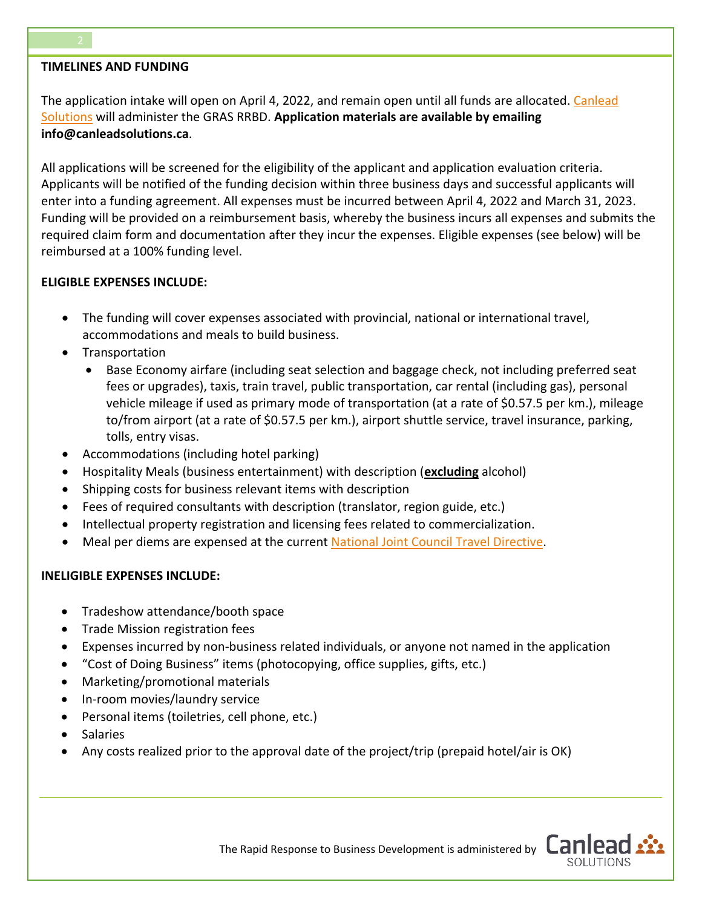## TIMELINES AND FUNDING

The application intake will open on April 4, 2022, and remain open until all funds are allocated. Canlead Solutions will administer the GRAS RRBD. **Application materials are available by emailing info@canleadsolutions.ca**.

All applications will be screened for the eligibility of the applicant and application evaluation criteria. Applicants will be notified of the funding decision within three business days and successful applicants will enter into a funding agreement. All expenses must be incurred between April 4, 2022 and March 31, 2023. Funding will be provided on a reimbursement basis, whereby the business incurs all expenses and submits the required claim form and documentation after they incur the expenses. Eligible expenses (see below) will be reimbursed at a 100% funding level.

## ELIGIBLE EXPENSES INCLUDE:

- The funding will cover expenses associated with provincial, national or international travel, accommodations and meals to build business.
- Transportation
  - Base Economy airfare (including seat selection and baggage check, not including preferred seat fees or upgrades), taxis, train travel, public transportation, car rental (including gas), personal vehicle mileage if used as primary mode of transportation (at a rate of $0.57.5 per km.), mileage to/from airport (at a rate of $0.57.5 per km.), airport shuttle service, travel insurance, parking, tolls, entry visas.
- Accommodations (including hotel parking)
- Hospitality Meals (business entertainment) with description (**excluding** alcohol)
- Shipping costs for business relevant items with description
- Fees of required consultants with description (translator, region guide, etc.)
- Intellectual property registration and licensing fees related to commercialization.
- Meal per diems are expensed at the current National Joint Council Travel Directive.

## INELIGIBLE EXPENSES INCLUDE:

- Tradeshow attendance/booth space
- Trade Mission registration fees
- Expenses incurred by non-business related individuals, or anyone not named in the application
- "Cost of Doing Business" items (photocopying, office supplies, gifts, etc.)
- Marketing/promotional materials
- In-room movies/laundry service
- Personal items (toiletries, cell phone, etc.)
- Salaries
- Any costs realized prior to the approval date of the project/trip (prepaid hotel/air is OK)

The Rapid Response to Business Development is administered by Canlead SOLUTIONS